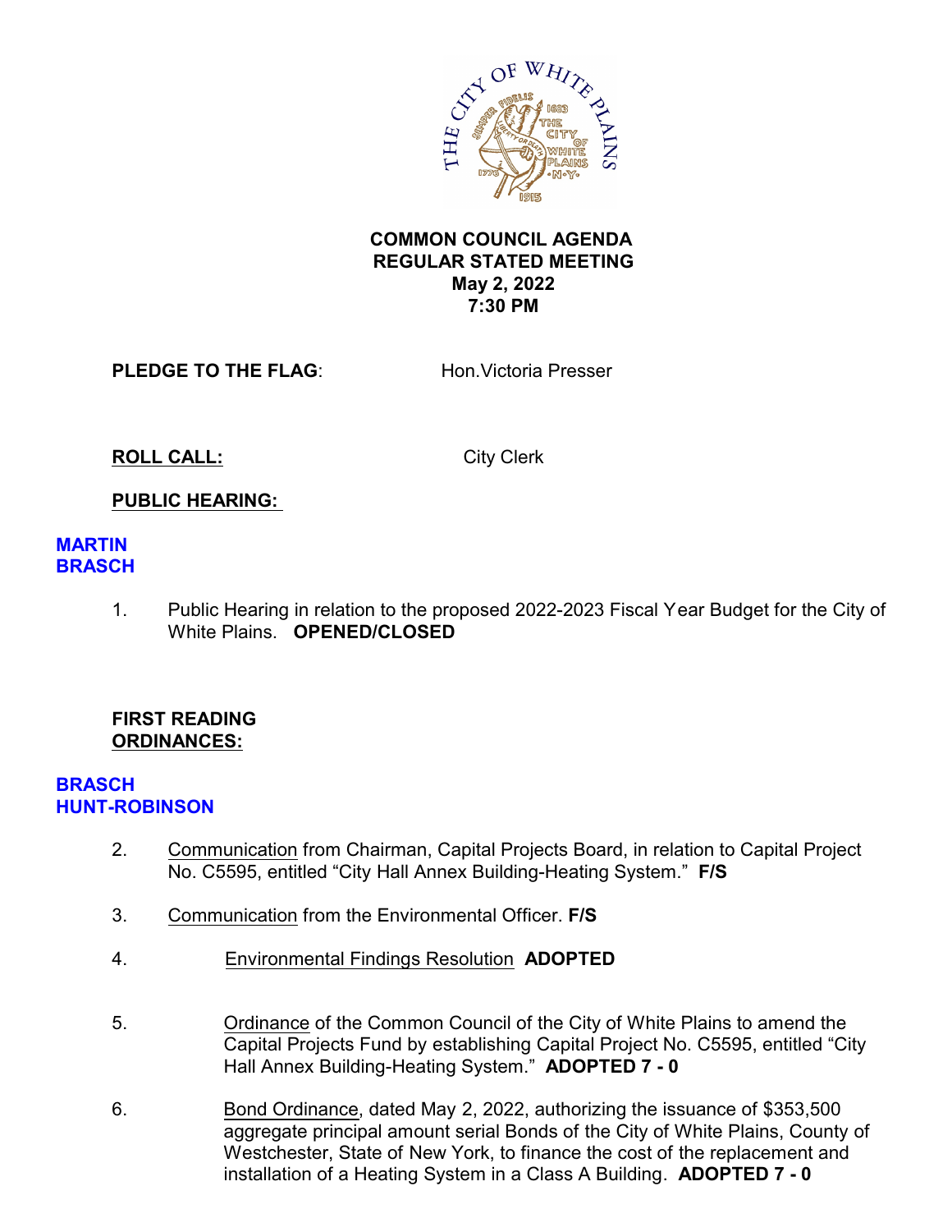**COMMON COUNCIL AGENDA**
**REGULAR STATED MEETING**
**May 2, 2022**
**7:30 PM**

**PLEDGE TO THE FLAG**: Hon.Victoria Presser

**ROLL CALL:** City Clerk

**PUBLIC HEARING:**

**MARTIN**
**BRASCH**

1. Public Hearing in relation to the proposed 2022-2023 Fiscal Year Budget for the City of White Plains. **OPENED/CLOSED**

**FIRST READING**
**ORDINANCES:**

**BRASCH**
**HUNT-ROBINSON**

2. Communication from Chairman, Capital Projects Board, in relation to Capital Project No. C5595, entitled "City Hall Annex Building-Heating System." **F/S**

3. Communication from the Environmental Officer. **F/S**

4. Environmental Findings Resolution **ADOPTED**

5. Ordinance of the Common Council of the City of White Plains to amend the Capital Projects Fund by establishing Capital Project No. C5595, entitled "City Hall Annex Building-Heating System." **ADOPTED 7 - 0**

6. Bond Ordinance, dated May 2, 2022, authorizing the issuance of $353,500 aggregate principal amount serial Bonds of the City of White Plains, County of Westchester, State of New York, to finance the cost of the replacement and installation of a Heating System in a Class A Building. **ADOPTED 7 - 0**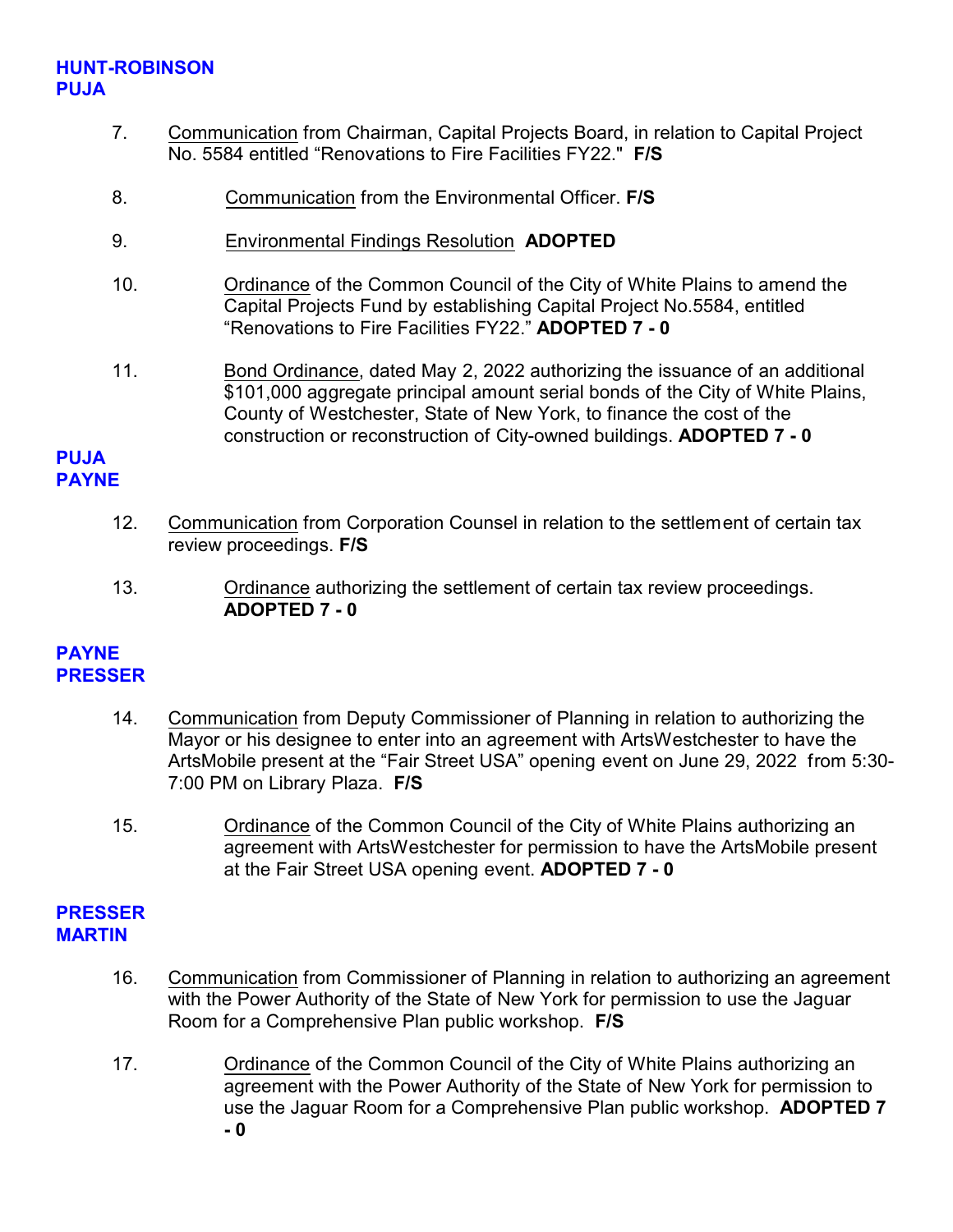**HUNT-ROBINSON**
**PUJA**

7. Communication from Chairman, Capital Projects Board, in relation to Capital Project No. 5584 entitled "Renovations to Fire Facilities FY22." **F/S**

8. Communication from the Environmental Officer. **F/S**

9. Environmental Findings Resolution **ADOPTED**

10. Ordinance of the Common Council of the City of White Plains to amend the Capital Projects Fund by establishing Capital Project No.5584, entitled "Renovations to Fire Facilities FY22." **ADOPTED 7 - 0**

11. Bond Ordinance, dated May 2, 2022 authorizing the issuance of an additional $101,000 aggregate principal amount serial bonds of the City of White Plains, County of Westchester, State of New York, to finance the cost of the construction or reconstruction of City-owned buildings. **ADOPTED 7 - 0**

**PUJA**
**PAYNE**

12. Communication from Corporation Counsel in relation to the settlement of certain tax review proceedings. **F/S**

13. Ordinance authorizing the settlement of certain tax review proceedings. **ADOPTED 7 - 0**

**PAYNE**
**PRESSER**

14. Communication from Deputy Commissioner of Planning in relation to authorizing the Mayor or his designee to enter into an agreement with ArtsWestchester to have the ArtsMobile present at the "Fair Street USA" opening event on June 29, 2022 from 5:30-7:00 PM on Library Plaza. **F/S**

15. Ordinance of the Common Council of the City of White Plains authorizing an agreement with ArtsWestchester for permission to have the ArtsMobile present at the Fair Street USA opening event. **ADOPTED 7 - 0**

**PRESSER**
**MARTIN**

16. Communication from Commissioner of Planning in relation to authorizing an agreement with the Power Authority of the State of New York for permission to use the Jaguar Room for a Comprehensive Plan public workshop. **F/S**

17. Ordinance of the Common Council of the City of White Plains authorizing an agreement with the Power Authority of the State of New York for permission to use the Jaguar Room for a Comprehensive Plan public workshop. **ADOPTED 7 - 0**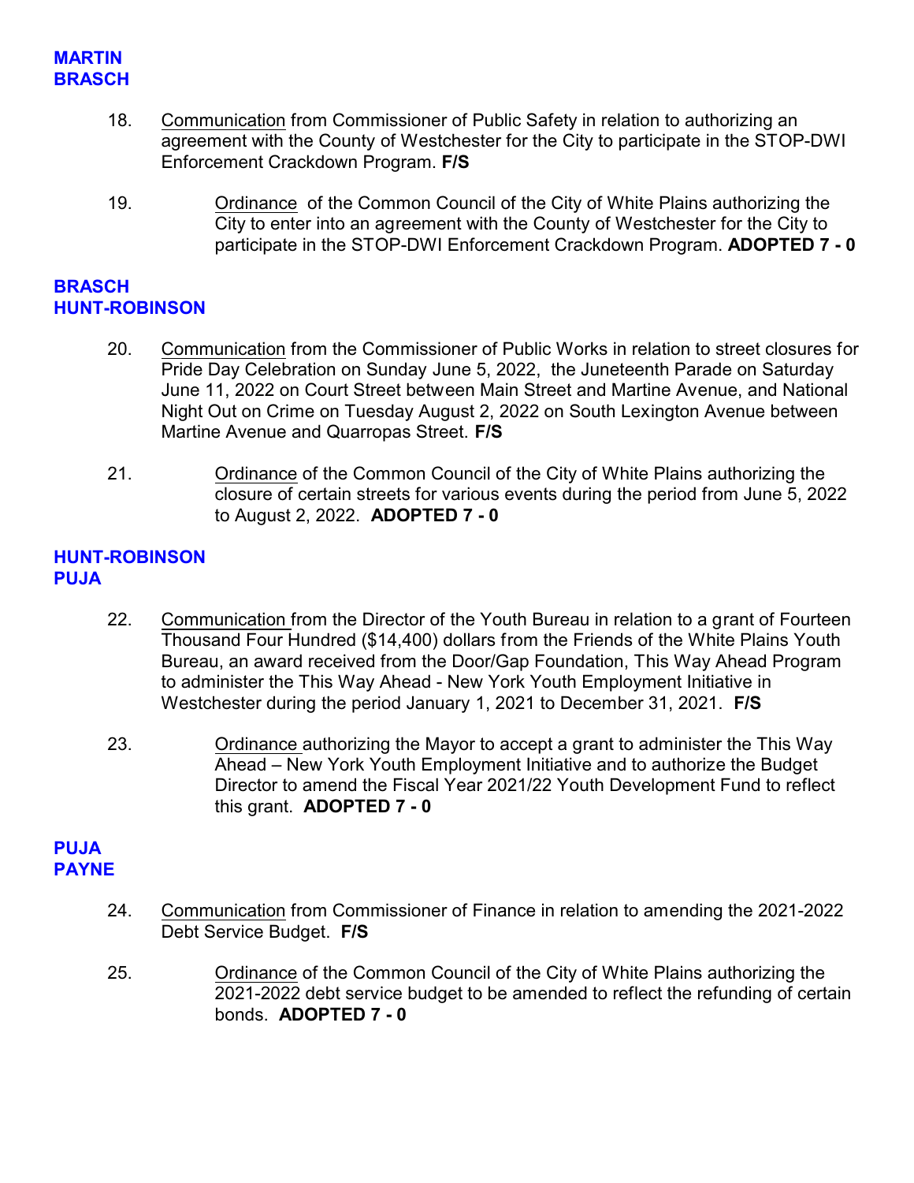**MARTIN**
**BRASCH**

18. Communication from Commissioner of Public Safety in relation to authorizing an agreement with the County of Westchester for the City to participate in the STOP-DWI Enforcement Crackdown Program. **F/S**

19. Ordinance of the Common Council of the City of White Plains authorizing the City to enter into an agreement with the County of Westchester for the City to participate in the STOP-DWI Enforcement Crackdown Program. **ADOPTED 7 - 0**

**BRASCH**
**HUNT-ROBINSON**

20. Communication from the Commissioner of Public Works in relation to street closures for Pride Day Celebration on Sunday June 5, 2022, the Juneteenth Parade on Saturday June 11, 2022 on Court Street between Main Street and Martine Avenue, and National Night Out on Crime on Tuesday August 2, 2022 on South Lexington Avenue between Martine Avenue and Quarropas Street. **F/S**

21. Ordinance of the Common Council of the City of White Plains authorizing the closure of certain streets for various events during the period from June 5, 2022 to August 2, 2022. **ADOPTED 7 - 0**

**HUNT-ROBINSON**
**PUJA**

22. Communication from the Director of the Youth Bureau in relation to a grant of Fourteen Thousand Four Hundred ($14,400) dollars from the Friends of the White Plains Youth Bureau, an award received from the Door/Gap Foundation, This Way Ahead Program to administer the This Way Ahead - New York Youth Employment Initiative in Westchester during the period January 1, 2021 to December 31, 2021. **F/S**

23. Ordinance authorizing the Mayor to accept a grant to administer the This Way Ahead – New York Youth Employment Initiative and to authorize the Budget Director to amend the Fiscal Year 2021/22 Youth Development Fund to reflect this grant. **ADOPTED 7 - 0**

**PUJA**
**PAYNE**

24. Communication from Commissioner of Finance in relation to amending the 2021-2022 Debt Service Budget. **F/S**

25. Ordinance of the Common Council of the City of White Plains authorizing the 2021-2022 debt service budget to be amended to reflect the refunding of certain bonds. **ADOPTED 7 - 0**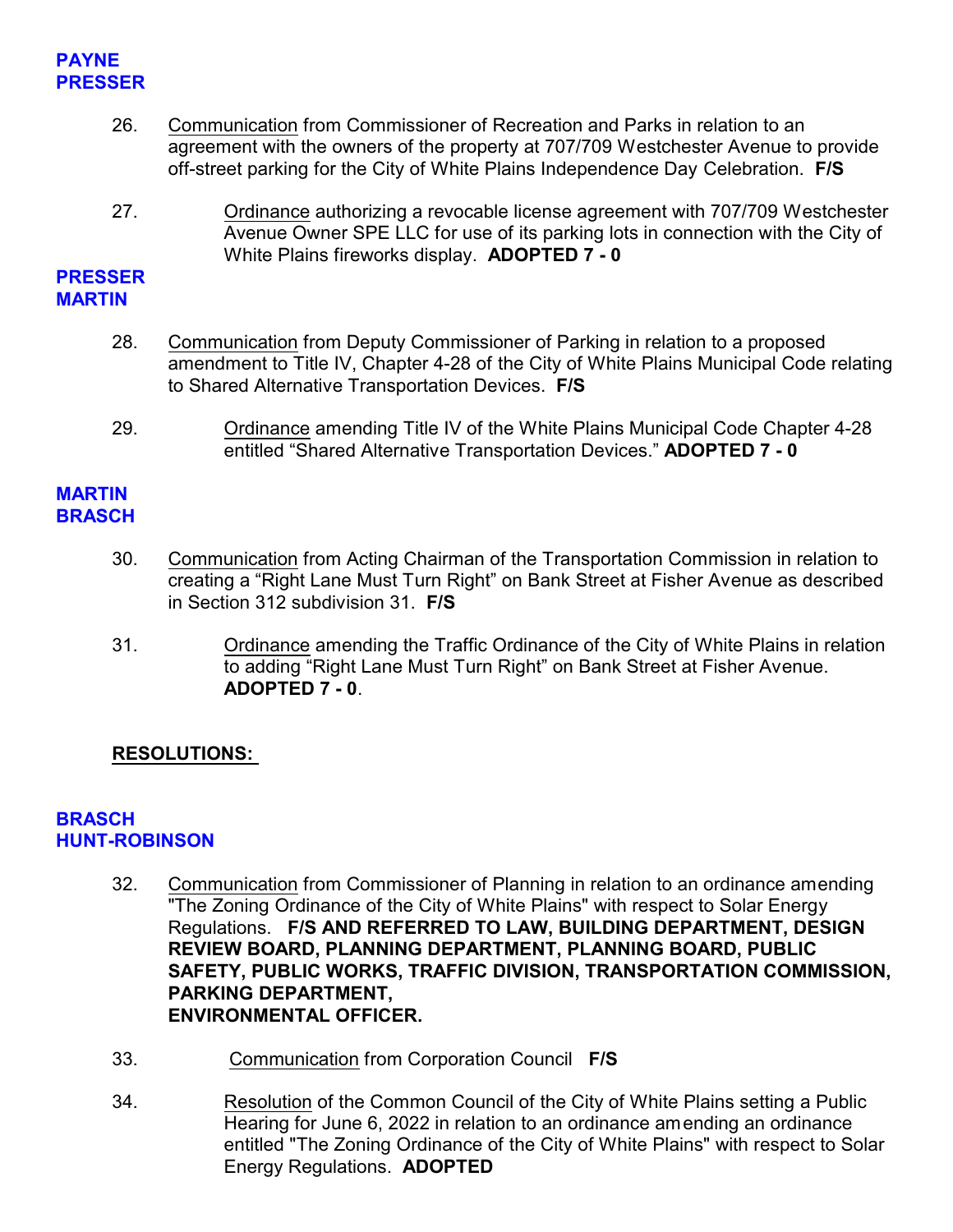**PAYNE**
**PRESSER**

26. Communication from Commissioner of Recreation and Parks in relation to an agreement with the owners of the property at 707/709 Westchester Avenue to provide off-street parking for the City of White Plains Independence Day Celebration. **F/S**

27. Ordinance authorizing a revocable license agreement with 707/709 Westchester Avenue Owner SPE LLC for use of its parking lots in connection with the City of White Plains fireworks display. **ADOPTED 7 - 0**

**PRESSER**
**MARTIN**

28. Communication from Deputy Commissioner of Parking in relation to a proposed amendment to Title IV, Chapter 4-28 of the City of White Plains Municipal Code relating to Shared Alternative Transportation Devices. **F/S**

29. Ordinance amending Title IV of the White Plains Municipal Code Chapter 4-28 entitled "Shared Alternative Transportation Devices." **ADOPTED 7 - 0**

**MARTIN**
**BRASCH**

30. Communication from Acting Chairman of the Transportation Commission in relation to creating a "Right Lane Must Turn Right" on Bank Street at Fisher Avenue as described in Section 312 subdivision 31. **F/S**

31. Ordinance amending the Traffic Ordinance of the City of White Plains in relation to adding "Right Lane Must Turn Right" on Bank Street at Fisher Avenue. **ADOPTED 7 - 0**.

**RESOLUTIONS:**

**BRASCH**
**HUNT-ROBINSON**

32. Communication from Commissioner of Planning in relation to an ordinance amending "The Zoning Ordinance of the City of White Plains" with respect to Solar Energy Regulations. **F/S AND REFERRED TO LAW, BUILDING DEPARTMENT, DESIGN REVIEW BOARD, PLANNING DEPARTMENT, PLANNING BOARD, PUBLIC SAFETY, PUBLIC WORKS, TRAFFIC DIVISION, TRANSPORTATION COMMISSION, PARKING DEPARTMENT, ENVIRONMENTAL OFFICER.**

33. Communication from Corporation Council **F/S**

34. Resolution of the Common Council of the City of White Plains setting a Public Hearing for June 6, 2022 in relation to an ordinance amending an ordinance entitled "The Zoning Ordinance of the City of White Plains" with respect to Solar Energy Regulations. **ADOPTED**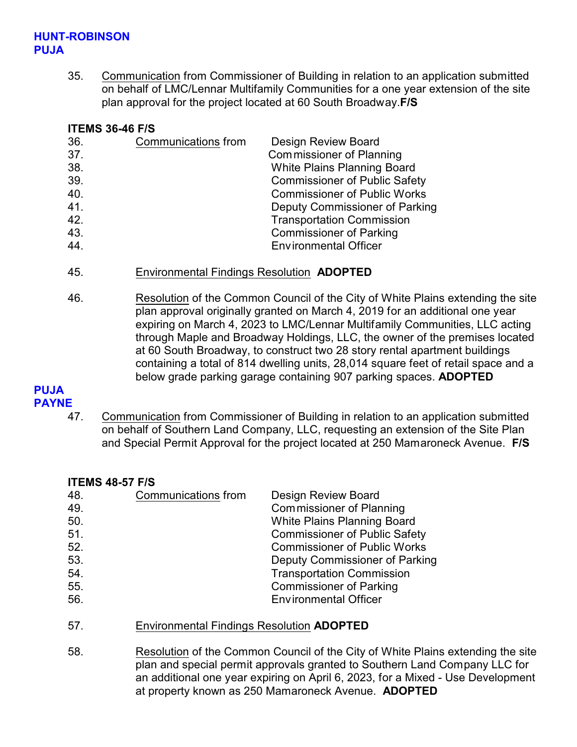**HUNT-ROBINSON**
**PUJA**

35. Communication from Commissioner of Building in relation to an application submitted on behalf of LMC/Lennar Multifamily Communities for a one year extension of the site plan approval for the project located at 60 South Broadway.**F/S**

**ITEMS 36-46 F/S**

36. Communications from Design Review Board
37. Commissioner of Planning
38. White Plains Planning Board
39. Commissioner of Public Safety
40. Commissioner of Public Works
41. Deputy Commissioner of Parking
42. Transportation Commission
43. Commissioner of Parking
44. Environmental Officer

45. Environmental Findings Resolution **ADOPTED**

46. Resolution of the Common Council of the City of White Plains extending the site plan approval originally granted on March 4, 2019 for an additional one year expiring on March 4, 2023 to LMC/Lennar Multifamily Communities, LLC acting through Maple and Broadway Holdings, LLC, the owner of the premises located at 60 South Broadway, to construct two 28 story rental apartment buildings containing a total of 814 dwelling units, 28,014 square feet of retail space and a below grade parking garage containing 907 parking spaces. **ADOPTED**

**PUJA**
**PAYNE**

47. Communication from Commissioner of Building in relation to an application submitted on behalf of Southern Land Company, LLC, requesting an extension of the Site Plan and Special Permit Approval for the project located at 250 Mamaroneck Avenue. **F/S**

**ITEMS 48-57 F/S**

48. Communications from Design Review Board
49. Commissioner of Planning
50. White Plains Planning Board
51. Commissioner of Public Safety
52. Commissioner of Public Works
53. Deputy Commissioner of Parking
54. Transportation Commission
55. Commissioner of Parking
56. Environmental Officer

57. Environmental Findings Resolution **ADOPTED**

58. Resolution of the Common Council of the City of White Plains extending the site plan and special permit approvals granted to Southern Land Company LLC for an additional one year expiring on April 6, 2023, for a Mixed - Use Development at property known as 250 Mamaroneck Avenue. **ADOPTED**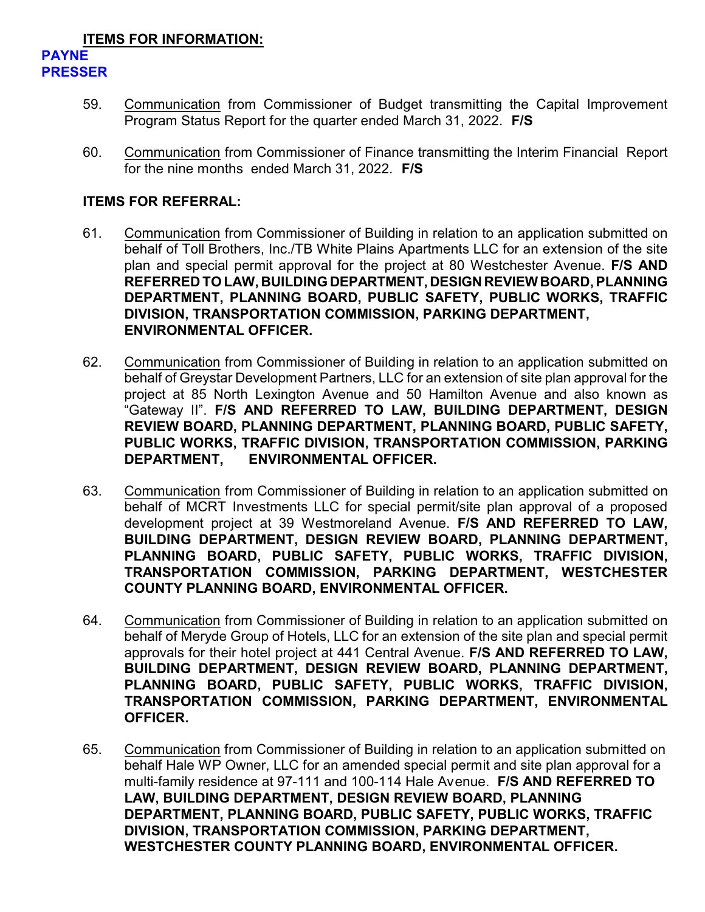**ITEMS FOR INFORMATION:**

**PAYNE**
**PRESSER**

59. Communication from Commissioner of Budget transmitting the Capital Improvement Program Status Report for the quarter ended March 31, 2022. **F/S**

60. Communication from Commissioner of Finance transmitting the Interim Financial Report for the nine months ended March 31, 2022. **F/S**

**ITEMS FOR REFERRAL:**

61. Communication from Commissioner of Building in relation to an application submitted on behalf of Toll Brothers, Inc./TB White Plains Apartments LLC for an extension of the site plan and special permit approval for the project at 80 Westchester Avenue. **F/S AND REFERRED TO LAW, BUILDING DEPARTMENT, DESIGN REVIEW BOARD, PLANNING DEPARTMENT, PLANNING BOARD, PUBLIC SAFETY, PUBLIC WORKS, TRAFFIC DIVISION, TRANSPORTATION COMMISSION, PARKING DEPARTMENT, ENVIRONMENTAL OFFICER.**

62. Communication from Commissioner of Building in relation to an application submitted on behalf of Greystar Development Partners, LLC for an extension of site plan approval for the project at 85 North Lexington Avenue and 50 Hamilton Avenue and also known as "Gateway II". **F/S AND REFERRED TO LAW, BUILDING DEPARTMENT, DESIGN REVIEW BOARD, PLANNING DEPARTMENT, PLANNING BOARD, PUBLIC SAFETY, PUBLIC WORKS, TRAFFIC DIVISION, TRANSPORTATION COMMISSION, PARKING DEPARTMENT, ENVIRONMENTAL OFFICER.**

63. Communication from Commissioner of Building in relation to an application submitted on behalf of MCRT Investments LLC for special permit/site plan approval of a proposed development project at 39 Westmoreland Avenue. **F/S AND REFERRED TO LAW, BUILDING DEPARTMENT, DESIGN REVIEW BOARD, PLANNING DEPARTMENT, PLANNING BOARD, PUBLIC SAFETY, PUBLIC WORKS, TRAFFIC DIVISION, TRANSPORTATION COMMISSION, PARKING DEPARTMENT, WESTCHESTER COUNTY PLANNING BOARD, ENVIRONMENTAL OFFICER.**

64. Communication from Commissioner of Building in relation to an application submitted on behalf of Meryde Group of Hotels, LLC for an extension of the site plan and special permit approvals for their hotel project at 441 Central Avenue. **F/S AND REFERRED TO LAW, BUILDING DEPARTMENT, DESIGN REVIEW BOARD, PLANNING DEPARTMENT, PLANNING BOARD, PUBLIC SAFETY, PUBLIC WORKS, TRAFFIC DIVISION, TRANSPORTATION COMMISSION, PARKING DEPARTMENT, ENVIRONMENTAL OFFICER.**

65. Communication from Commissioner of Building in relation to an application submitted on behalf Hale WP Owner, LLC for an amended special permit and site plan approval for a multi-family residence at 97-111 and 100-114 Hale Avenue. **F/S AND REFERRED TO LAW, BUILDING DEPARTMENT, DESIGN REVIEW BOARD, PLANNING DEPARTMENT, PLANNING BOARD, PUBLIC SAFETY, PUBLIC WORKS, TRAFFIC DIVISION, TRANSPORTATION COMMISSION, PARKING DEPARTMENT, WESTCHESTER COUNTY PLANNING BOARD, ENVIRONMENTAL OFFICER.**